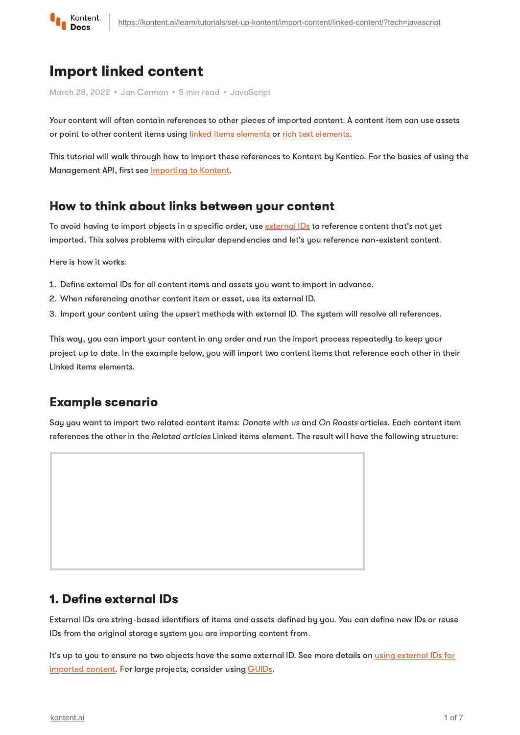# Import linked content

March 28, 2022 • Jan Cerman • 5 min read • JavaScript

Your content will often contain references to other pieces of imported content. A content item can use assets or point to other content items using linked items elements or rich text elements.

This tutorial will walk through how to import these references to Kontent by Kentico. For the basics of using the Management API, first see Importing to Kontent.

## How to think about links between your content

To avoid having to import objects in a specific order, use external IDs to reference content that's not yet imported. This solves problems with circular dependencies and let's you reference non-existent content.

Here is how it works:

1. Define external IDs for all content items and assets you want to import in advance.
2. When referencing another content item or asset, use its external ID.
3. Import your content using the upsert methods with external ID. The system will resolve all references.

This way, you can import your content in any order and run the import process repeatedly to keep your project up to date. In the example below, you will import two content items that reference each other in their Linked items elements.

## Example scenario

Say you want to import two related content items: *Donate with us* and *On Roasts* articles. Each content item references the other in the *Related articles* Linked items element. The result will have the following structure:

## 1. Define external IDs

External IDs are string-based identifiers of items and assets defined by you. You can define new IDs or reuse IDs from the original storage system you are importing content from.

It's up to you to ensure no two objects have the same external ID. See more details on using external IDs for imported content. For large projects, consider using GUIDs.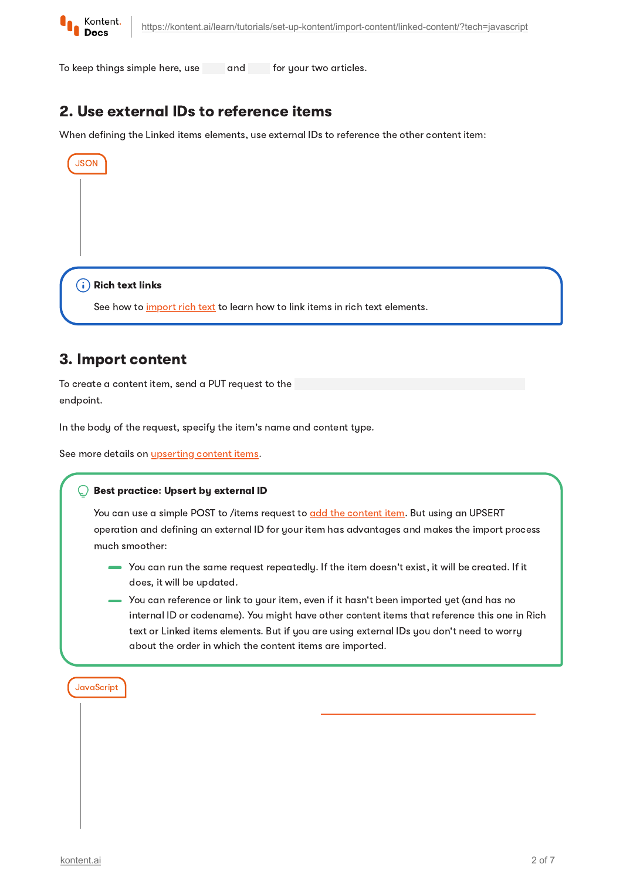To keep things simple here, use and for your two articles.

## 2. Use external IDs to reference items

When defining the Linked items elements, use external IDs to reference the other content item:

JSON

> **Rich text links**
>
> See how to import rich text to learn how to link items in rich text elements.

## 3. Import content

To create a content item, send a PUT request to the endpoint.

In the body of the request, specify the item's name and content type.

See more details on upserting content items.

> **Best practice: Upsert by external ID**
>
> You can use a simple POST to /items request to add the content item. But using an UPSERT operation and defining an external ID for your item has advantages and makes the import process much smoother:
>
> - You can run the same request repeatedly. If the item doesn't exist, it will be created. If it does, it will be updated.
> - You can reference or link to your item, even if it hasn't been imported yet (and has no internal ID or codename). You might have other content items that reference this one in Rich text or Linked items elements. But if you are using external IDs you don't need to worry about the order in which the content items are imported.

JavaScript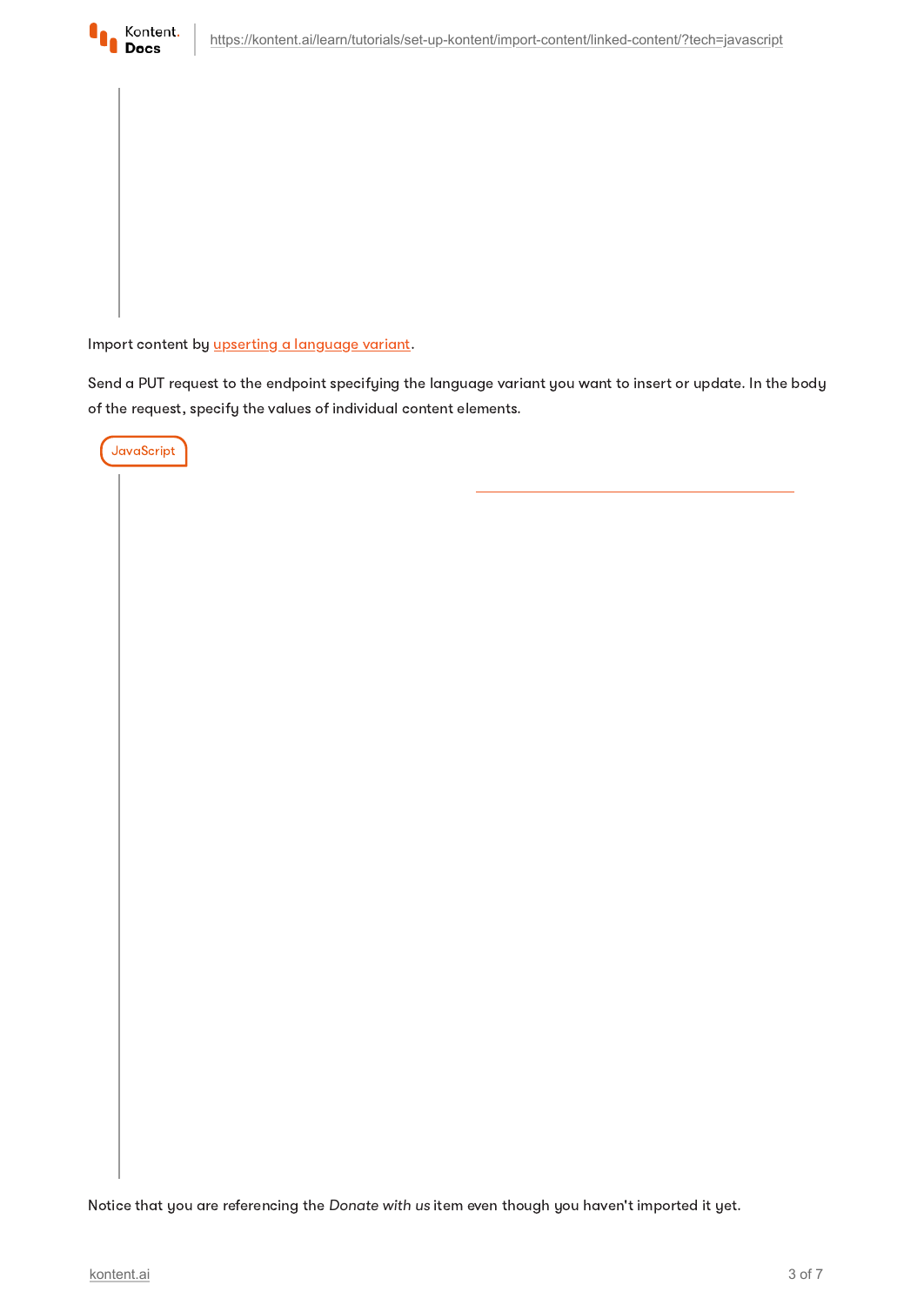Import content by upserting a language variant.

Send a PUT request to the endpoint specifying the language variant you want to insert or update. In the body of the request, specify the values of individual content elements.

JavaScript

Notice that you are referencing the *Donate with us* item even though you haven't imported it yet.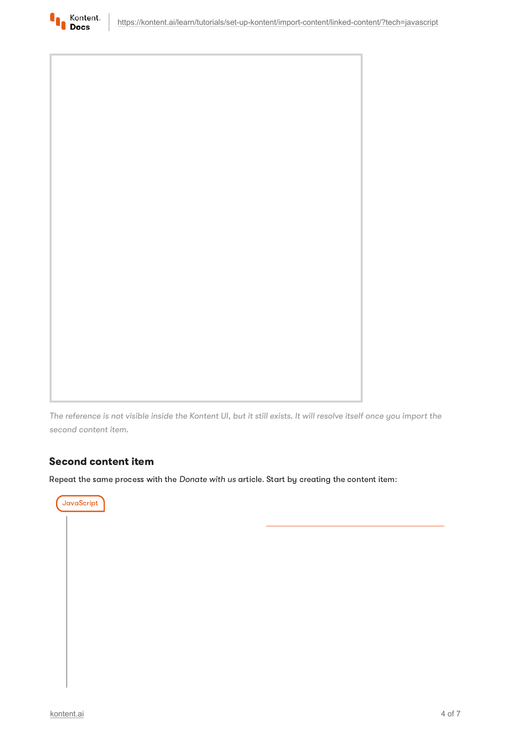*The reference is not visible inside the Kontent UI, but it still exists. It will resolve itself once you import the second content item.*

### Second content item

Repeat the same process with the *Donate with us* article. Start by creating the content item:

JavaScript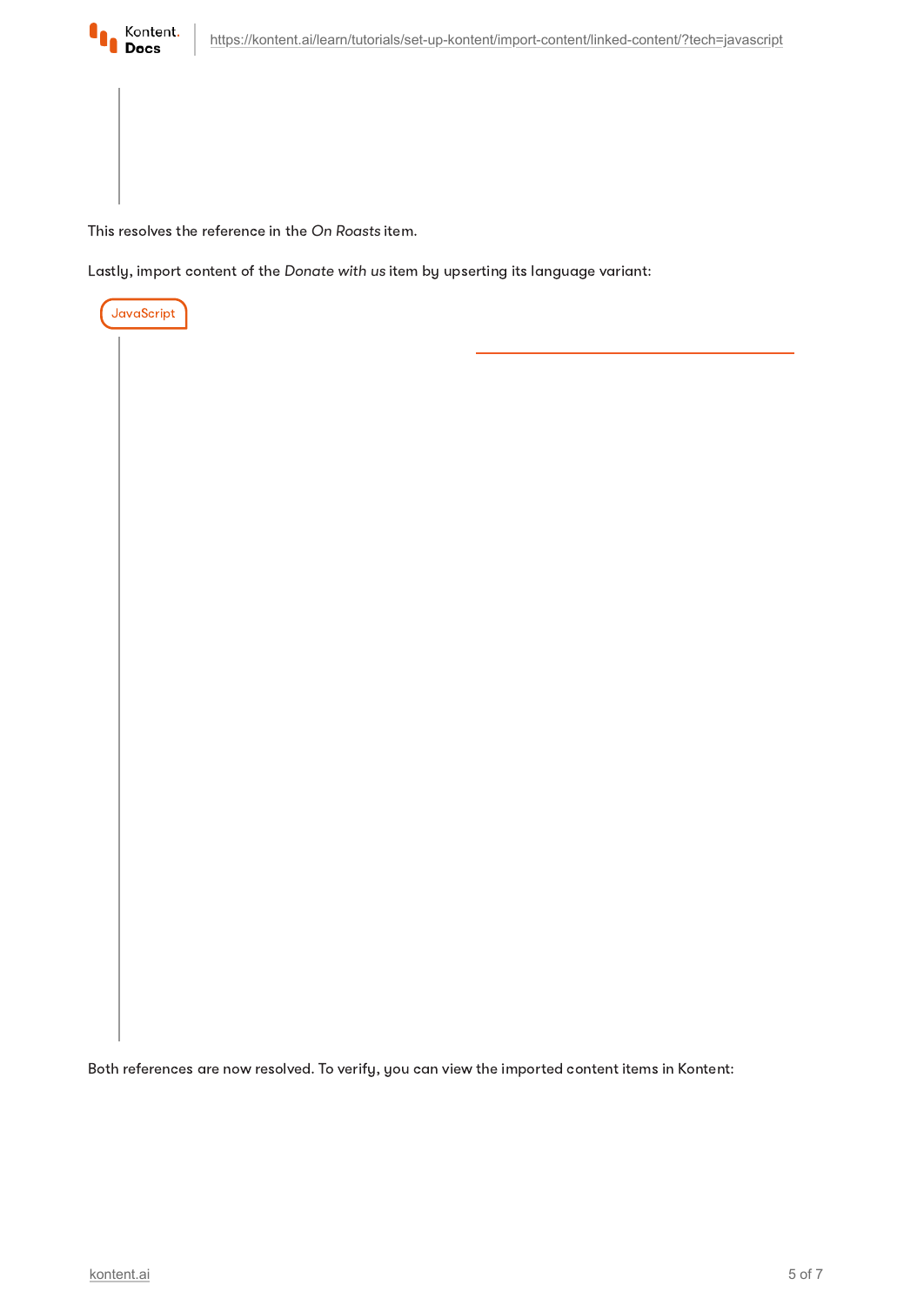This resolves the reference in the *On Roasts* item.

Lastly, import content of the *Donate with us* item by upserting its language variant:

JavaScript

Both references are now resolved. To verify, you can view the imported content items in Kontent: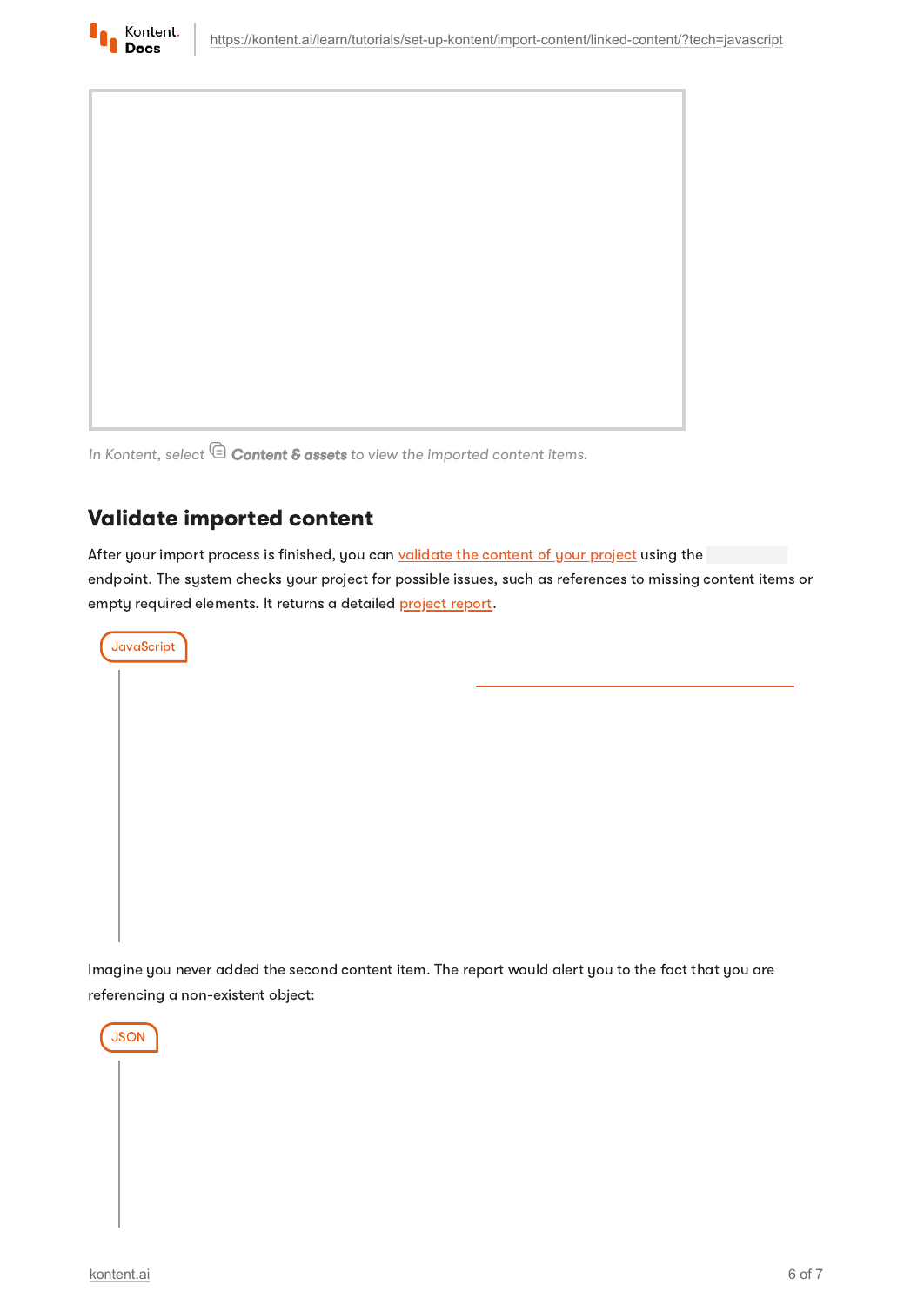*In Kontent, select Content & assets to view the imported content items.*

## Validate imported content

After your import process is finished, you can [validate the content of your project](https://kontent.ai) using the endpoint. The system checks your project for possible issues, such as references to missing content items or empty required elements. It returns a detailed [project report](https://kontent.ai).

JavaScript

Imagine you never added the second content item. The report would alert you to the fact that you are referencing a non-existent object:

JSON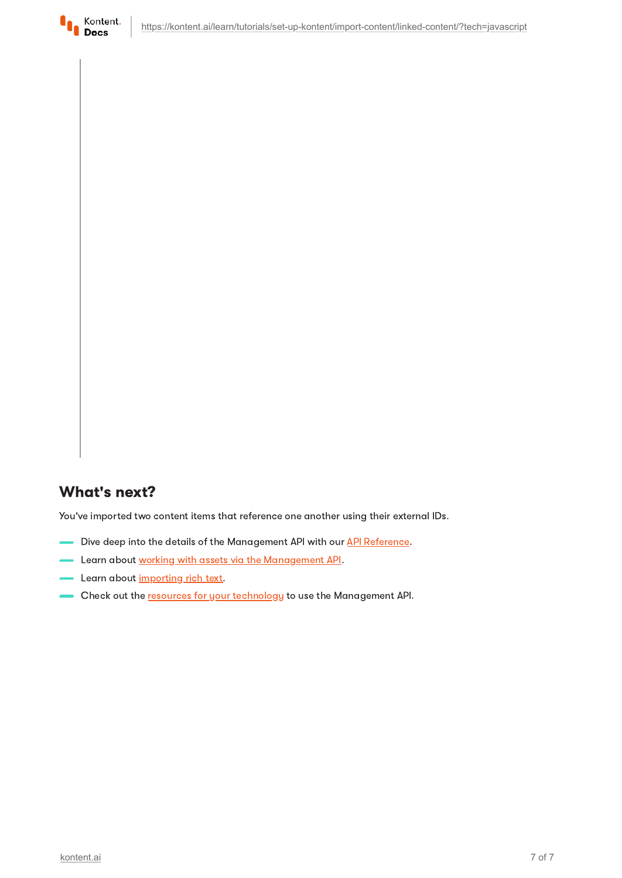## What's next?

You've imported two content items that reference one another using their external IDs.

- Dive deep into the details of the Management API with our API Reference.
- Learn about working with assets via the Management API.
- Learn about importing rich text.
- Check out the resources for your technology to use the Management API.